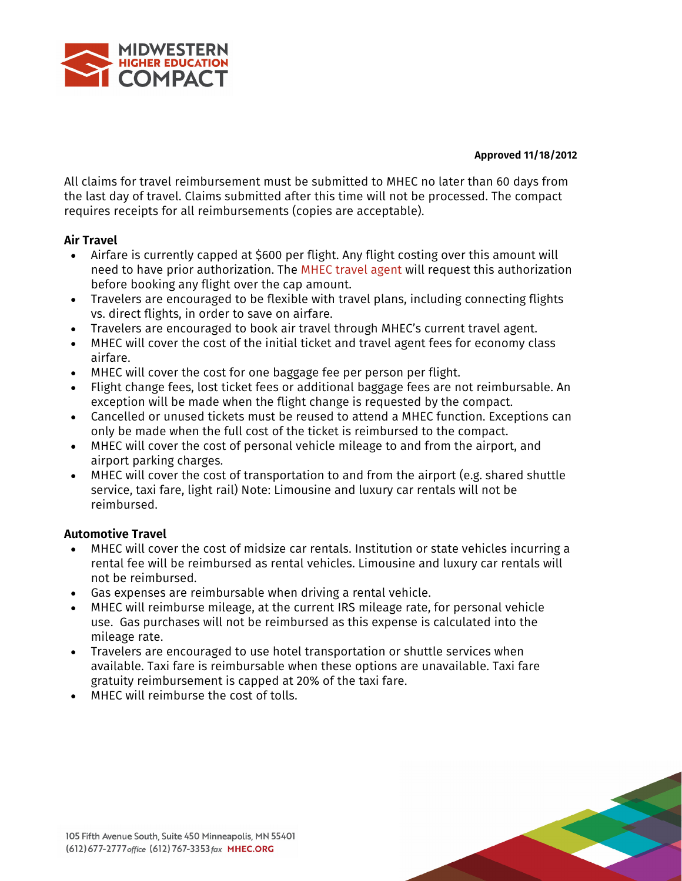**Approved 11/18/2012**

All claims for travel reimbursement must be submitted to MHEC no later than 60 days from the last day of travel. Claims submitted after this time will not be processed. The compact requires receipts for all reimbursements (copies are acceptable).

**Air Travel**

- Airfare is currently capped at $600 per flight. Any flight costing over this amount will need to have prior authorization. The MHEC travel agent will request this authorization before booking any flight over the cap amount.
- Travelers are encouraged to be flexible with travel plans, including connecting flights vs. direct flights, in order to save on airfare.
- Travelers are encouraged to book air travel through MHEC's current travel agent.
- MHEC will cover the cost of the initial ticket and travel agent fees for economy class airfare.
- MHEC will cover the cost for one baggage fee per person per flight.
- Flight change fees, lost ticket fees or additional baggage fees are not reimbursable. An exception will be made when the flight change is requested by the compact.
- Cancelled or unused tickets must be reused to attend a MHEC function. Exceptions can only be made when the full cost of the ticket is reimbursed to the compact.
- MHEC will cover the cost of personal vehicle mileage to and from the airport, and airport parking charges.
- MHEC will cover the cost of transportation to and from the airport (e.g. shared shuttle service, taxi fare, light rail) Note: Limousine and luxury car rentals will not be reimbursed.

**Automotive Travel**

- MHEC will cover the cost of midsize car rentals. Institution or state vehicles incurring a rental fee will be reimbursed as rental vehicles. Limousine and luxury car rentals will not be reimbursed.
- Gas expenses are reimbursable when driving a rental vehicle.
- MHEC will reimburse mileage, at the current IRS mileage rate, for personal vehicle use. Gas purchases will not be reimbursed as this expense is calculated into the mileage rate.
- Travelers are encouraged to use hotel transportation or shuttle services when available. Taxi fare is reimbursable when these options are unavailable. Taxi fare gratuity reimbursement is capped at 20% of the taxi fare.
- MHEC will reimburse the cost of tolls.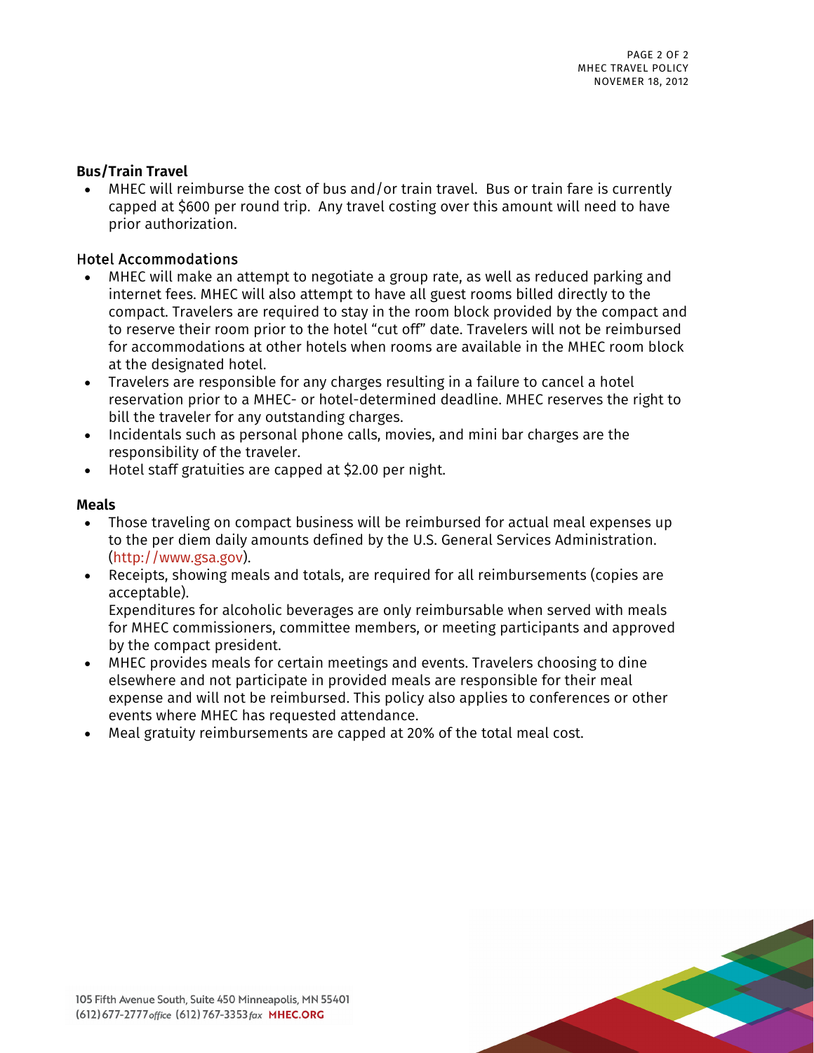**Bus/Train Travel**

- MHEC will reimburse the cost of bus and/or train travel. Bus or train fare is currently capped at $600 per round trip. Any travel costing over this amount will need to have prior authorization.

Hotel Accommodations

- MHEC will make an attempt to negotiate a group rate, as well as reduced parking and internet fees. MHEC will also attempt to have all guest rooms billed directly to the compact. Travelers are required to stay in the room block provided by the compact and to reserve their room prior to the hotel “cut off” date. Travelers will not be reimbursed for accommodations at other hotels when rooms are available in the MHEC room block at the designated hotel.
- Travelers are responsible for any charges resulting in a failure to cancel a hotel reservation prior to a MHEC- or hotel-determined deadline. MHEC reserves the right to bill the traveler for any outstanding charges.
- Incidentals such as personal phone calls, movies, and mini bar charges are the responsibility of the traveler.
- Hotel staff gratuities are capped at $2.00 per night.

**Meals**

- Those traveling on compact business will be reimbursed for actual meal expenses up to the per diem daily amounts defined by the U.S. General Services Administration. (http://www.gsa.gov).
- Receipts, showing meals and totals, are required for all reimbursements (copies are acceptable).
  Expenditures for alcoholic beverages are only reimbursable when served with meals for MHEC commissioners, committee members, or meeting participants and approved by the compact president.
- MHEC provides meals for certain meetings and events. Travelers choosing to dine elsewhere and not participate in provided meals are responsible for their meal expense and will not be reimbursed. This policy also applies to conferences or other events where MHEC has requested attendance.
- Meal gratuity reimbursements are capped at 20% of the total meal cost.

105 Fifth Avenue South, Suite 450 Minneapolis, MN 55401
(612) 677-2777 *office* (612) 767-3353 *fax* **MHEC.ORG**